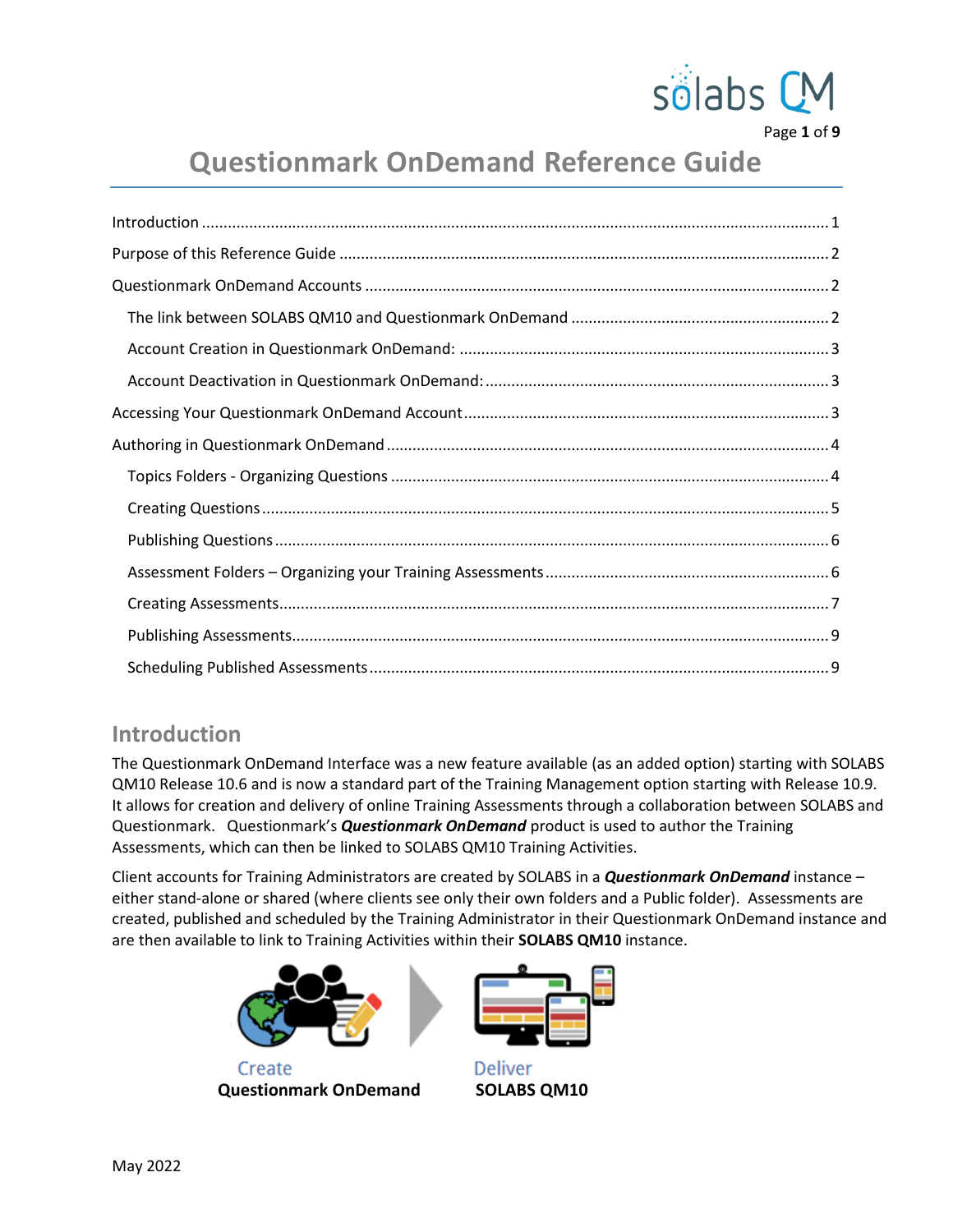# Questionmark OnDemand Reference Guide

Introduction ........ 1

Purpose of this Reference Guide ........ 2

Questionmark OnDemand Accounts ........ 2

- The link between SOLABS QM10 and Questionmark OnDemand ........ 2
- Account Creation in Questionmark OnDemand: ........ 3
- Account Deactivation in Questionmark OnDemand: ........ 3

Accessing Your Questionmark OnDemand Account ........ 3

Authoring in Questionmark OnDemand ........ 4

- Topics Folders - Organizing Questions ........ 4
- Creating Questions ........ 5
- Publishing Questions ........ 6
- Assessment Folders – Organizing your Training Assessments ........ 6
- Creating Assessments ........ 7
- Publishing Assessments ........ 9
- Scheduling Published Assessments ........ 9

## Introduction

The Questionmark OnDemand Interface was a new feature available (as an added option) starting with SOLABS QM10 Release 10.6 and is now a standard part of the Training Management option starting with Release 10.9. It allows for creation and delivery of online Training Assessments through a collaboration between SOLABS and Questionmark. Questionmark's ***Questionmark OnDemand*** product is used to author the Training Assessments, which can then be linked to SOLABS QM10 Training Activities.

Client accounts for Training Administrators are created by SOLABS in a ***Questionmark OnDemand*** instance – either stand-alone or shared (where clients see only their own folders and a Public folder). Assessments are created, published and scheduled by the Training Administrator in their Questionmark OnDemand instance and are then available to link to Training Activities within their **SOLABS QM10** instance.

Create
**Questionmark OnDemand**

Deliver
**SOLABS QM10**

May 2022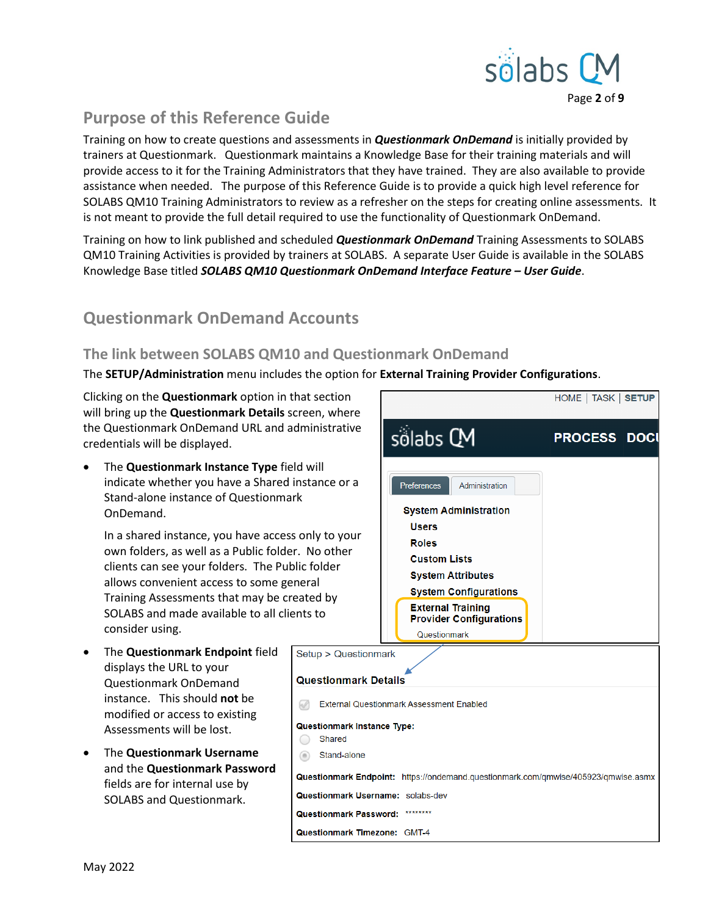## Purpose of this Reference Guide

Training on how to create questions and assessments in ***Questionmark OnDemand*** is initially provided by trainers at Questionmark. Questionmark maintains a Knowledge Base for their training materials and will provide access to it for the Training Administrators that they have trained. They are also available to provide assistance when needed. The purpose of this Reference Guide is to provide a quick high level reference for SOLABS QM10 Training Administrators to review as a refresher on the steps for creating online assessments. It is not meant to provide the full detail required to use the functionality of Questionmark OnDemand.

Training on how to link published and scheduled ***Questionmark OnDemand*** Training Assessments to SOLABS QM10 Training Activities is provided by trainers at SOLABS. A separate User Guide is available in the SOLABS Knowledge Base titled ***SOLABS QM10 Questionmark OnDemand Interface Feature – User Guide***.

## Questionmark OnDemand Accounts

### The link between SOLABS QM10 and Questionmark OnDemand

The **SETUP/Administration** menu includes the option for **External Training Provider Configurations**.

Clicking on the **Questionmark** option in that section will bring up the **Questionmark Details** screen, where the Questionmark OnDemand URL and administrative credentials will be displayed.

- The **Questionmark Instance Type** field will indicate whether you have a Shared instance or a Stand-alone instance of Questionmark OnDemand.

  In a shared instance, you have access only to your own folders, as well as a Public folder. No other clients can see your folders. The Public folder allows convenient access to some general Training Assessments that may be created by SOLABS and made available to all clients to consider using.

- The **Questionmark Endpoint** field displays the URL to your Questionmark OnDemand instance. This should **not** be modified or access to existing Assessments will be lost.

- The **Questionmark Username** and the **Questionmark Password** fields are for internal use by SOLABS and Questionmark.

HOME | TASK | SETUP

sōlabs QM — PROCESS DOCU

Preferences | Administration

System Administration
- Users
- Roles
- Custom Lists
- System Attributes
- System Configurations
- External Training Provider Configurations
  - Questionmark

Setup > Questionmark

**Questionmark Details**

External Questionmark Assessment Enabled

**Questionmark Instance Type:**
- Shared
- Stand-alone

**Questionmark Endpoint:** https://ondemand.questionmark.com/qmwise/405923/qmwise.asmx

**Questionmark Username:** solabs-dev

**Questionmark Password:** ********

**Questionmark Timezone:** GMT-4

May 2022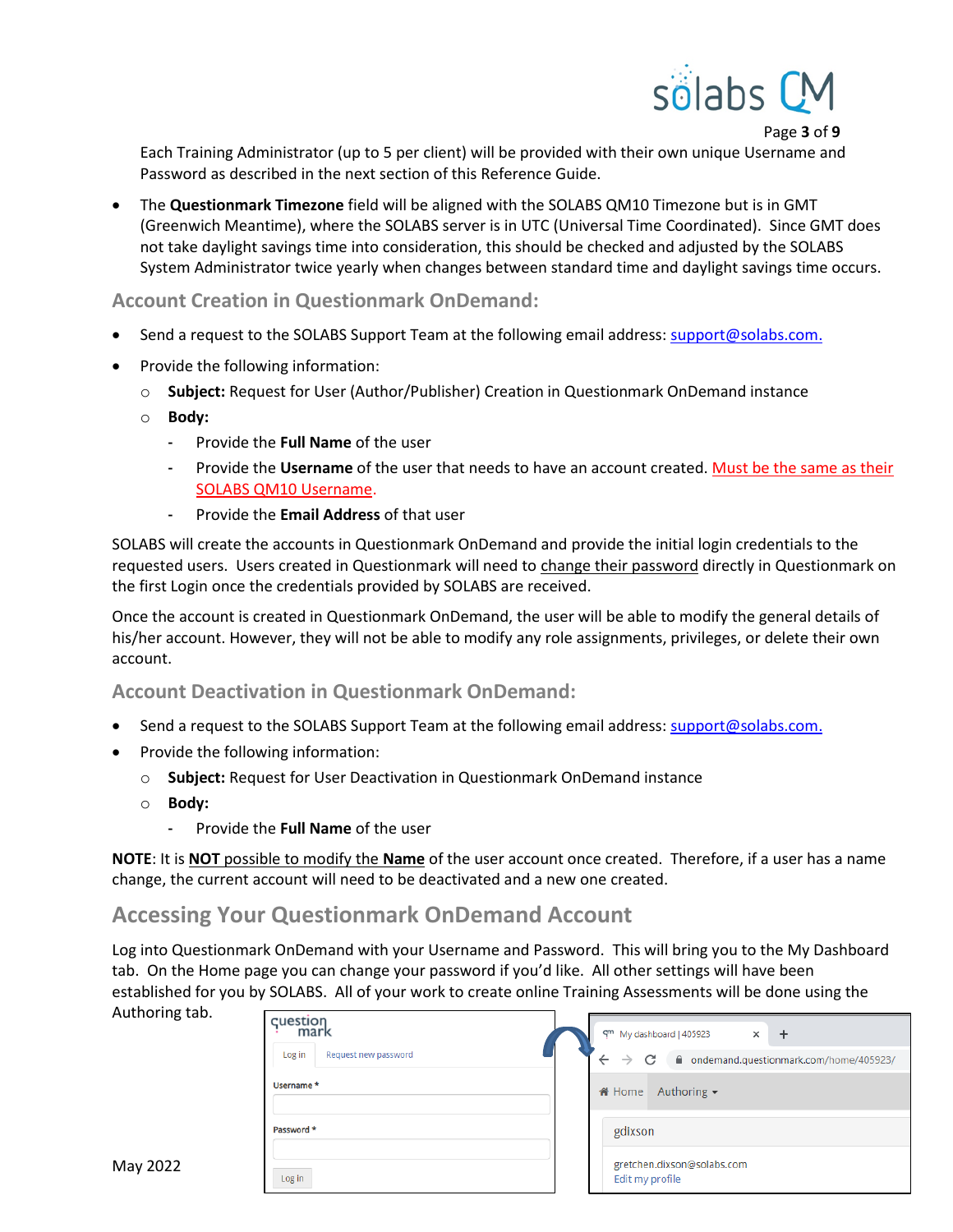Each Training Administrator (up to 5 per client) will be provided with their own unique Username and Password as described in the next section of this Reference Guide.

- The **Questionmark Timezone** field will be aligned with the SOLABS QM10 Timezone but is in GMT (Greenwich Meantime), where the SOLABS server is in UTC (Universal Time Coordinated). Since GMT does not take daylight savings time into consideration, this should be checked and adjusted by the SOLABS System Administrator twice yearly when changes between standard time and daylight savings time occurs.

### Account Creation in Questionmark OnDemand:

- Send a request to the SOLABS Support Team at the following email address: support@solabs.com.
- Provide the following information:
  - **Subject:** Request for User (Author/Publisher) Creation in Questionmark OnDemand instance
  - **Body:**
    - Provide the **Full Name** of the user
    - Provide the **Username** of the user that needs to have an account created. Must be the same as their SOLABS QM10 Username.
    - Provide the **Email Address** of that user

SOLABS will create the accounts in Questionmark OnDemand and provide the initial login credentials to the requested users. Users created in Questionmark will need to change their password directly in Questionmark on the first Login once the credentials provided by SOLABS are received.

Once the account is created in Questionmark OnDemand, the user will be able to modify the general details of his/her account. However, they will not be able to modify any role assignments, privileges, or delete their own account.

### Account Deactivation in Questionmark OnDemand:

- Send a request to the SOLABS Support Team at the following email address: support@solabs.com.
- Provide the following information:
  - **Subject:** Request for User Deactivation in Questionmark OnDemand instance
  - **Body:**
    - Provide the **Full Name** of the user

**NOTE**: It is **NOT** possible to modify the **Name** of the user account once created. Therefore, if a user has a name change, the current account will need to be deactivated and a new one created.

## Accessing Your Questionmark OnDemand Account

Log into Questionmark OnDemand with your Username and Password. This will bring you to the My Dashboard tab. On the Home page you can change your password if you'd like. All other settings will have been established for you by SOLABS. All of your work to create online Training Assessments will be done using the Authoring tab.

May 2022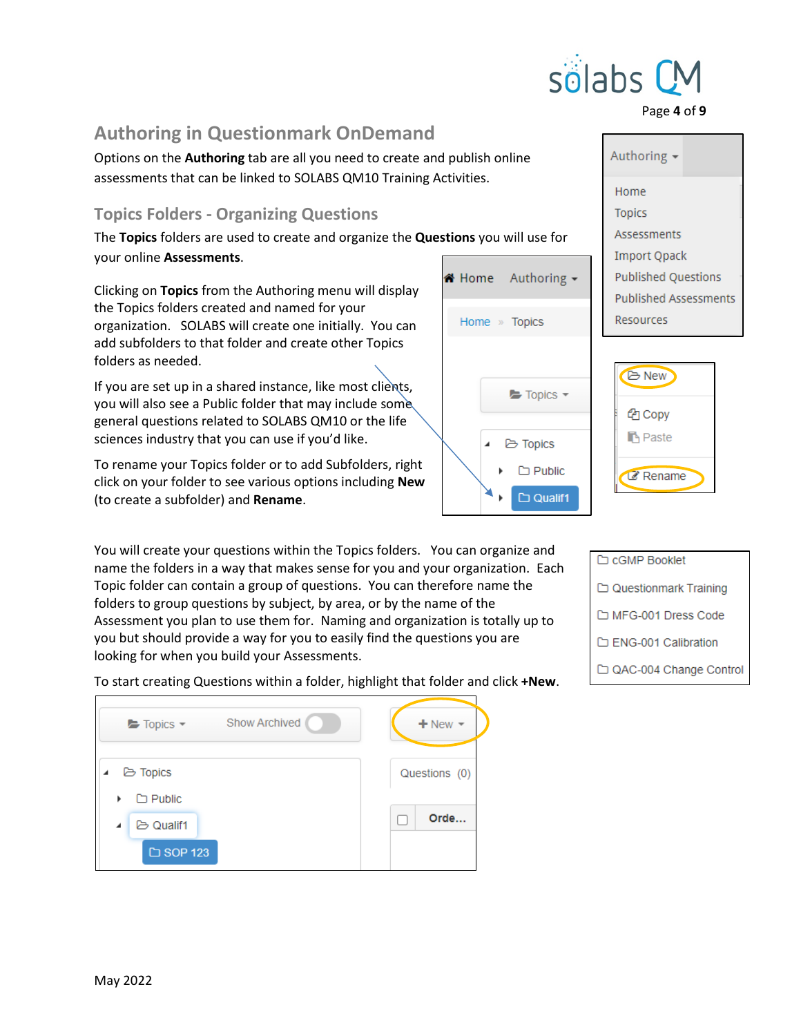## Authoring in Questionmark OnDemand

Options on the **Authoring** tab are all you need to create and publish online assessments that can be linked to SOLABS QM10 Training Activities.

### Topics Folders - Organizing Questions

The **Topics** folders are used to create and organize the **Questions** you will use for your online **Assessments**.

Clicking on **Topics** from the Authoring menu will display the Topics folders created and named for your organization. SOLABS will create one initially. You can add subfolders to that folder and create other Topics folders as needed.

If you are set up in a shared instance, like most clients, you will also see a Public folder that may include some general questions related to SOLABS QM10 or the life sciences industry that you can use if you'd like.

To rename your Topics folder or to add Subfolders, right click on your folder to see various options including **New** (to create a subfolder) and **Rename**.

You will create your questions within the Topics folders. You can organize and name the folders in a way that makes sense for you and your organization. Each Topic folder can contain a group of questions. You can therefore name the folders to group questions by subject, by area, or by the name of the Assessment you plan to use them for. Naming and organization is totally up to you but should provide a way for you to easily find the questions you are looking for when you build your Assessments.

To start creating Questions within a folder, highlight that folder and click **+New**.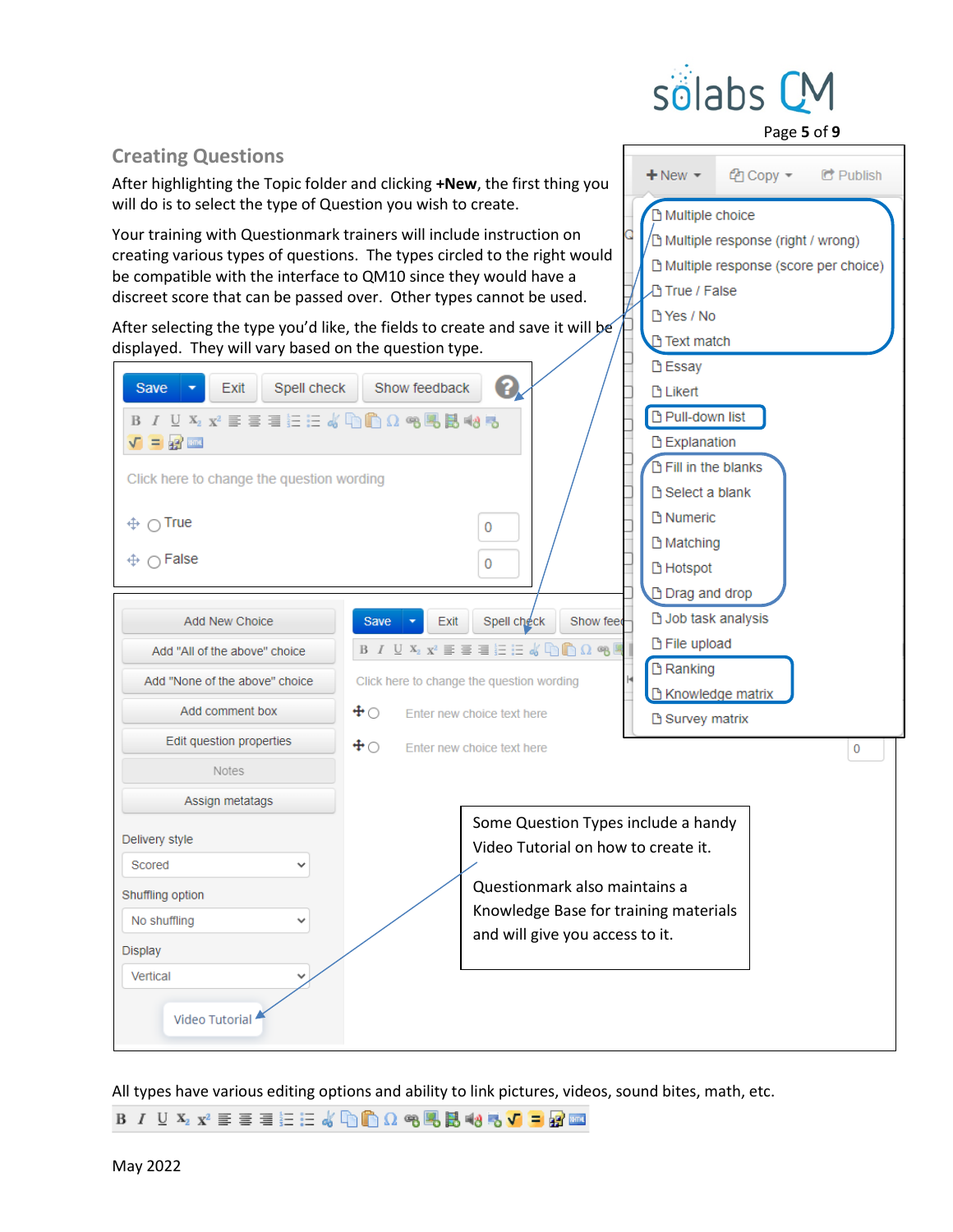## Creating Questions

After highlighting the Topic folder and clicking **+New**, the first thing you will do is to select the type of Question you wish to create.

Your training with Questionmark trainers will include instruction on creating various types of questions. The types circled to the right would be compatible with the interface to QM10 since they would have a discreet score that can be passed over. Other types cannot be used.

After selecting the type you'd like, the fields to create and save it will be displayed. They will vary based on the question type.

+New | Copy | Publish

- Multiple choice
- Multiple response (right / wrong)
- Multiple response (score per choice)
- True / False
- Yes / No
- Text match
- Essay
- Likert
- Pull-down list
- Explanation
- Fill in the blanks
- Select a blank
- Numeric
- Matching
- Hotspot
- Drag and drop
- Job task analysis
- File upload
- Ranking
- Knowledge matrix
- Survey matrix

Save | Exit | Spell check | Show feedback

Click here to change the question wording

True 0

False 0

Add New Choice

Add "All of the above" choice

Add "None of the above" choice

Add comment box

Edit question properties

Notes

Assign metatags

Delivery style: Scored

Shuffling option: No shuffling

Display: Vertical

Video Tutorial

Save | Exit | Spell check | Show feedback

Click here to change the question wording

Enter new choice text here

Enter new choice text here

Some Question Types include a handy Video Tutorial on how to create it.

Questionmark also maintains a Knowledge Base for training materials and will give you access to it.

All types have various editing options and ability to link pictures, videos, sound bites, math, etc.

May 2022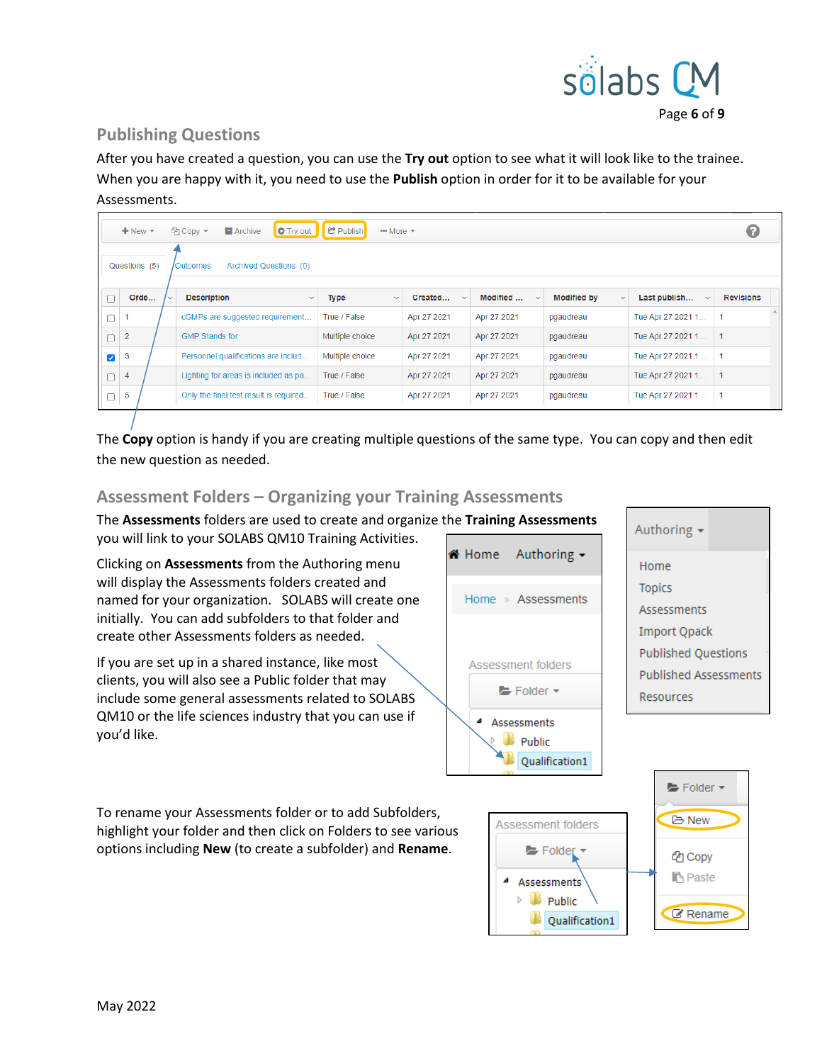## Publishing Questions

After you have created a question, you can use the **Try out** option to see what it will look like to the trainee. When you are happy with it, you need to use the **Publish** option in order for it to be available for your Assessments.

The **Copy** option is handy if you are creating multiple questions of the same type. You can copy and then edit the new question as needed.

## Assessment Folders – Organizing your Training Assessments

The **Assessments** folders are used to create and organize the **Training Assessments** you will link to your SOLABS QM10 Training Activities.

Clicking on **Assessments** from the Authoring menu will display the Assessments folders created and named for your organization. SOLABS will create one initially. You can add subfolders to that folder and create other Assessments folders as needed.

If you are set up in a shared instance, like most clients, you will also see a Public folder that may include some general assessments related to SOLABS QM10 or the life sciences industry that you can use if you'd like.

To rename your Assessments folder or to add Subfolders, highlight your folder and then click on Folders to see various options including **New** (to create a subfolder) and **Rename**.

May 2022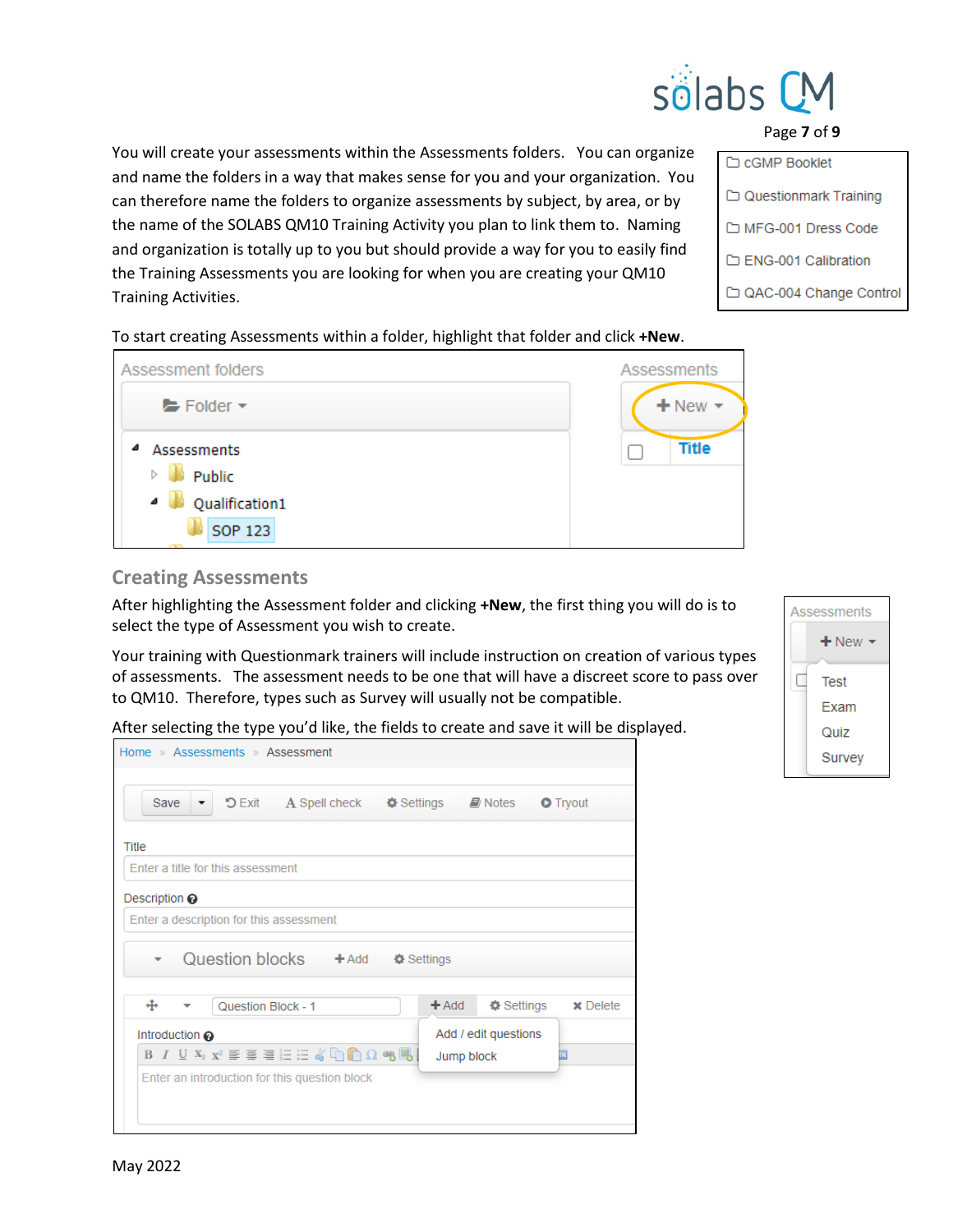You will create your assessments within the Assessments folders. You can organize and name the folders in a way that makes sense for you and your organization. You can therefore name the folders to organize assessments by subject, by area, or by the name of the SOLABS QM10 Training Activity you plan to link them to. Naming and organization is totally up to you but should provide a way for you to easily find the Training Assessments you are looking for when you are creating your QM10 Training Activities.

To start creating Assessments within a folder, highlight that folder and click **+New**.

## Creating Assessments

After highlighting the Assessment folder and clicking **+New**, the first thing you will do is to select the type of Assessment you wish to create.

Your training with Questionmark trainers will include instruction on creation of various types of assessments. The assessment needs to be one that will have a discreet score to pass over to QM10. Therefore, types such as Survey will usually not be compatible.

After selecting the type you'd like, the fields to create and save it will be displayed.

May 2022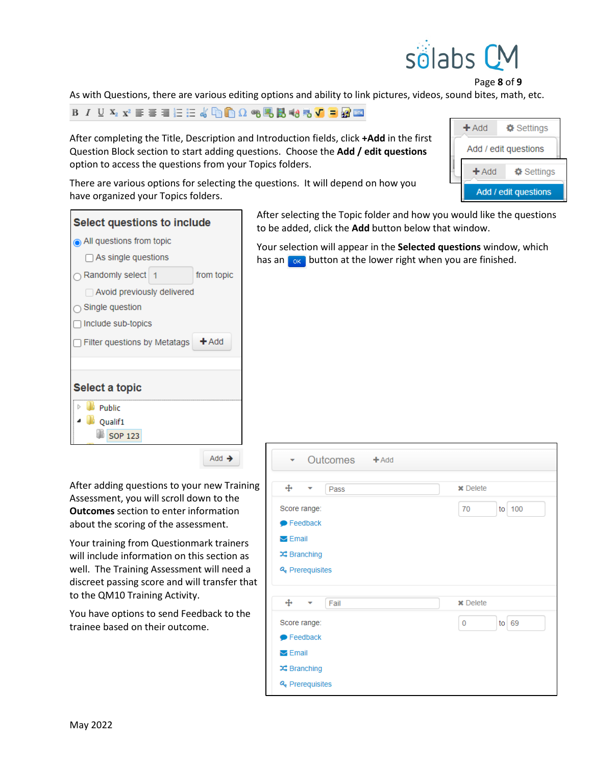As with Questions, there are various editing options and ability to link pictures, videos, sound bites, math, etc.

After completing the Title, Description and Introduction fields, click **+Add** in the first Question Block section to start adding questions. Choose the **Add / edit questions** option to access the questions from your Topics folders.

There are various options for selecting the questions. It will depend on how you have organized your Topics folders.

After selecting the Topic folder and how you would like the questions to be added, click the **Add** button below that window.

Your selection will appear in the **Selected questions** window, which has an OK button at the lower right when you are finished.

After adding questions to your new Training Assessment, you will scroll down to the **Outcomes** section to enter information about the scoring of the assessment.

Your training from Questionmark trainers will include information on this section as well. The Training Assessment will need a discreet passing score and will transfer that to the QM10 Training Activity.

You have options to send Feedback to the trainee based on their outcome.

May 2022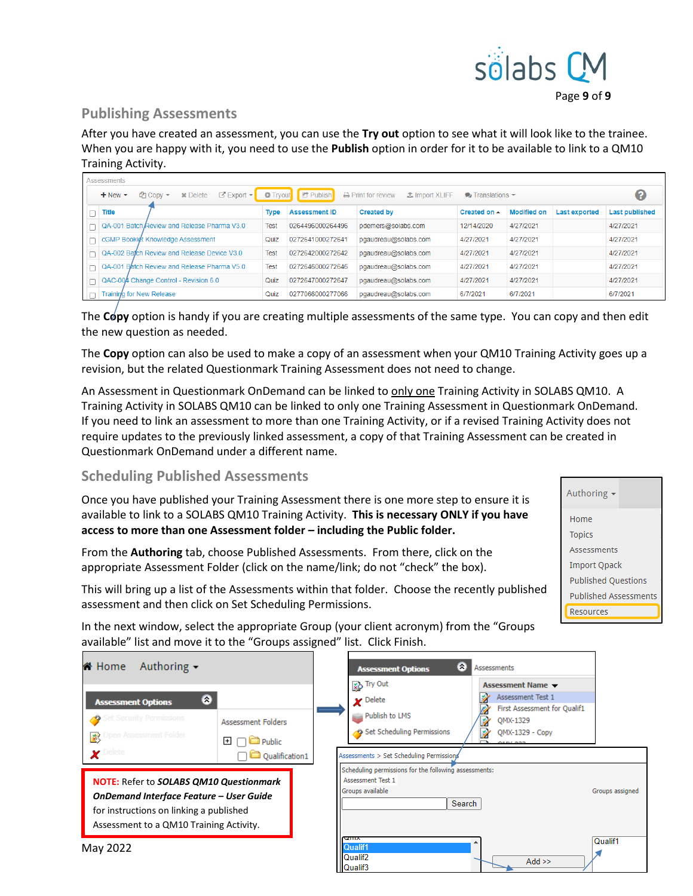## Publishing Assessments

After you have created an assessment, you can use the **Try out** option to see what it will look like to the trainee. When you are happy with it, you need to use the **Publish** option in order for it to be available to link to a QM10 Training Activity.

Assessments

+ New · Copy · Delete · Export · Tryout · Publish · Print for review · Import XLIFF · Translations

| Title | Type | Assessment ID | Created by | Created on | Modified on | Last exported | Last published |
|---|---|---|---|---|---|---|---|
| QA-001 Batch Review and Release Pharma V3.0 | Test | 0264495000264495 | pdemers@solabs.com | 12/14/2020 | 4/27/2021 | | 4/27/2021 |
| cGMP Booklet Knowledge Assessment | Quiz | 0272641000272641 | pgaudreau@solabs.com | 4/27/2021 | 4/27/2021 | | 4/27/2021 |
| QA-002 Batch Review and Release Device V3.0 | Test | 0272642000272642 | pgaudreau@solabs.com | 4/27/2021 | 4/27/2021 | | 4/27/2021 |
| QA-001 Batch Review and Release Pharma V5.0 | Test | 0272646000272646 | pgaudreau@solabs.com | 4/27/2021 | 4/27/2021 | | 4/27/2021 |
| QAC-004 Change Control - Revision 6.0 | Quiz | 0272647000272647 | pgaudreau@solabs.com | 4/27/2021 | 4/27/2021 | | 4/27/2021 |
| Training for New Release | Quiz | 0277066000277066 | pgaudreau@solabs.com | 6/7/2021 | 6/7/2021 | | 6/7/2021 |

The **Copy** option is handy if you are creating multiple assessments of the same type. You can copy and then edit the new question as needed.

The **Copy** option can also be used to make a copy of an assessment when your QM10 Training Activity goes up a revision, but the related Questionmark Training Assessment does not need to change.

An Assessment in Questionmark OnDemand can be linked to only one Training Activity in SOLABS QM10. A Training Activity in SOLABS QM10 can be linked to only one Training Assessment in Questionmark OnDemand. If you need to link an assessment to more than one Training Activity, or if a revised Training Activity does not require updates to the previously linked assessment, a copy of that Training Assessment can be created in Questionmark OnDemand under a different name.

## Scheduling Published Assessments

Once you have published your Training Assessment there is one more step to ensure it is available to link to a SOLABS QM10 Training Activity. **This is necessary ONLY if you have access to more than one Assessment folder – including the Public folder.**

From the **Authoring** tab, choose Published Assessments. From there, click on the appropriate Assessment Folder (click on the name/link; do not "check" the box).

This will bring up a list of the Assessments within that folder. Choose the recently published assessment and then click on Set Scheduling Permissions.

In the next window, select the appropriate Group (your client acronym) from the "Groups available" list and move it to the "Groups assigned" list. Click Finish.

Authoring
- Home
- Topics
- Assessments
- Import Qpack
- Published Questions
- Published Assessments
- Resources

Home · Authoring

Assessment Options
- Set Security Permissions
- Open Assessment Folder
- Delete

Assessment Folders
- Public
- Qualification1

Assessment Options
- Try Out
- Delete
- Publish to LMS
- Set Scheduling Permissions

Assessments

Assessment Name
- Assessment Test 1
- First Assessment for Qualif1
- QMX-1329
- QMX-1329 - Copy

Assessments > Set Scheduling Permissions

Scheduling permissions for the following assessments:
Assessment Test 1
Groups available
Search
Qualif1
Qualif2
Qualif3
Add >>
Groups assigned
Qualif1

**NOTE:** Refer to ***SOLABS QM10 Questionmark OnDemand Interface Feature – User Guide*** for instructions on linking a published Assessment to a QM10 Training Activity.

May 2022